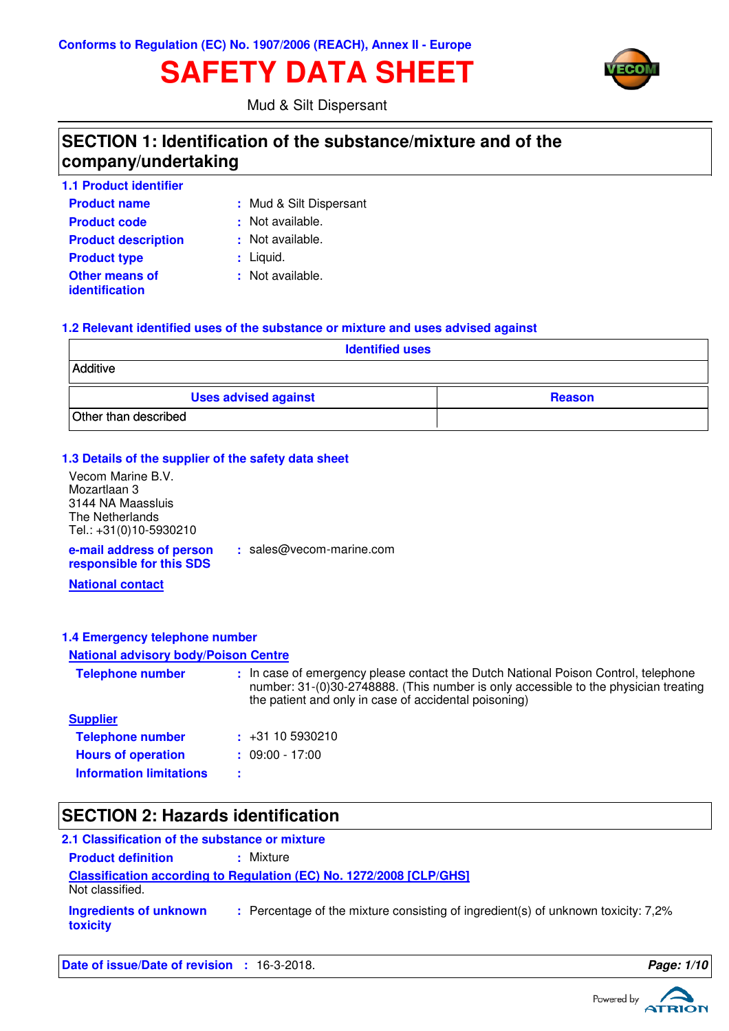Conforms to Regulation (EC) No. 1907/2006 (REACH), Annex II - Europe

# SAFETY DATA SHEET

Mud & Silt Dispersant

## SECTION 1: Identification of the substance/mixture and of the company/undertaking

### 1.1 Product identifier

**Product name** : Mud & Silt Dispersant

**Product code** : Not available.

**Product description** : Not available.

**Product type** : Liquid.

**Other means of identification** : Not available.

### 1.2 Relevant identified uses of the substance or mixture and uses advised against

| Identified uses |
|---|
| Additive |

| Uses advised against | Reason |
|---|---|
| Other than described | |

### 1.3 Details of the supplier of the safety data sheet

Vecom Marine B.V.
Mozartlaan 3
3144 NA Maassluis
The Netherlands
Tel.: +31(0)10-5930210

**e-mail address of person responsible for this SDS** : sales@vecom-marine.com

**National contact**

### 1.4 Emergency telephone number

**National advisory body/Poison Centre**

**Telephone number** : In case of emergency please contact the Dutch National Poison Control, telephone number: 31-(0)30-2748888. (This number is only accessible to the physician treating the patient and only in case of accidental poisoning)

**Supplier**

**Telephone number** : +31 10 5930210

**Hours of operation** : 09:00 - 17:00

**Information limitations** :

## SECTION 2: Hazards identification

### 2.1 Classification of the substance or mixture

**Product definition** : Mixture

**Classification according to Regulation (EC) No. 1272/2008 [CLP/GHS]**

Not classified.

**Ingredients of unknown toxicity** : Percentage of the mixture consisting of ingredient(s) of unknown toxicity: 7,2%

**Date of issue/Date of revision** : 16-3-2018.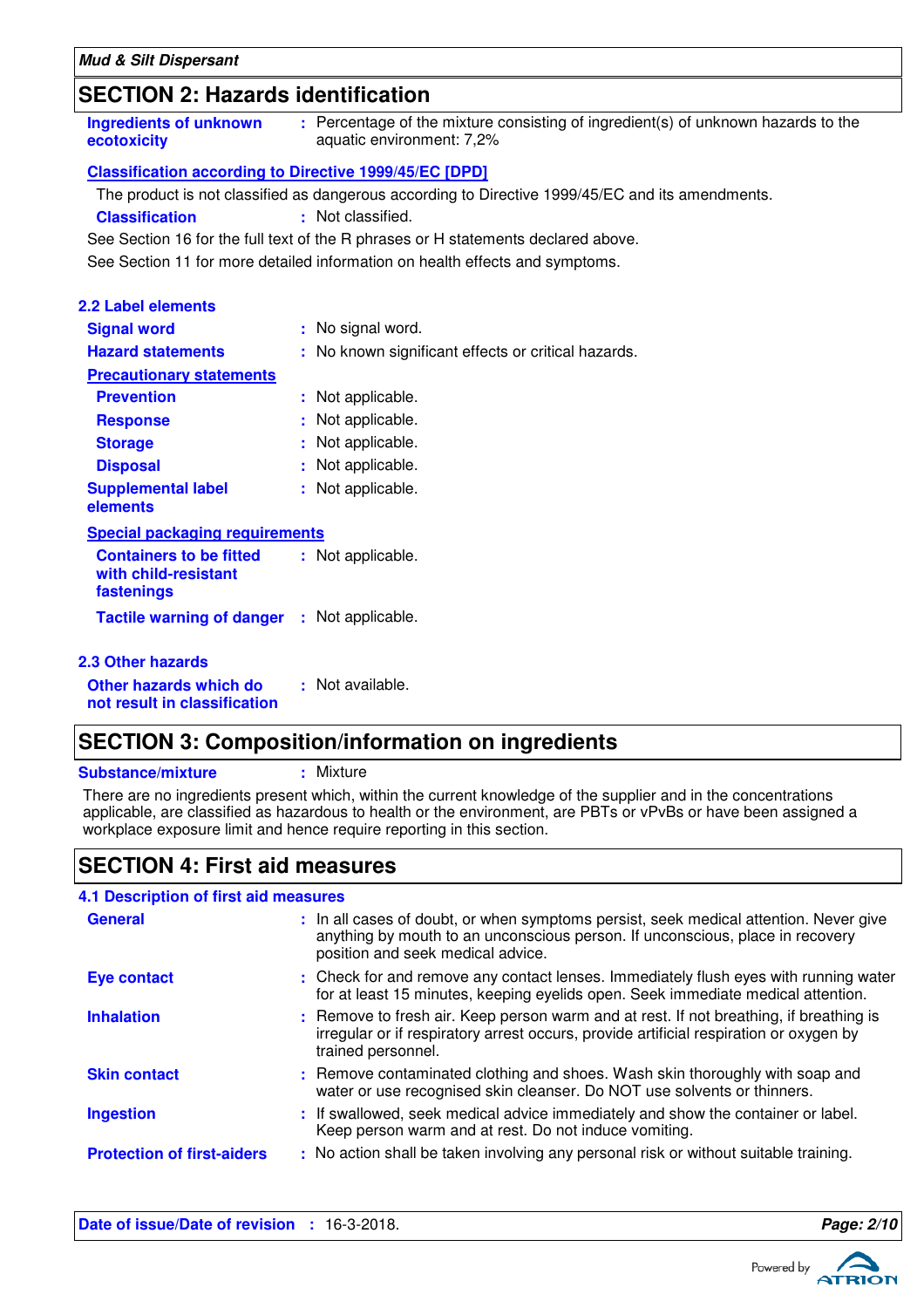## SECTION 2: Hazards identification

**Ingredients of unknown ecotoxicity** : Percentage of the mixture consisting of ingredient(s) of unknown hazards to the aquatic environment: 7,2%

**Classification according to Directive 1999/45/EC [DPD]**

The product is not classified as dangerous according to Directive 1999/45/EC and its amendments.

**Classification** : Not classified.

See Section 16 for the full text of the R phrases or H statements declared above.

See Section 11 for more detailed information on health effects and symptoms.

### 2.2 Label elements

**Signal word** : No signal word.

**Hazard statements** : No known significant effects or critical hazards.

**Precautionary statements**

**Prevention** : Not applicable.

**Response** : Not applicable.

**Storage** : Not applicable.

**Disposal** : Not applicable.

**Supplemental label elements** : Not applicable.

**Special packaging requirements**

**Containers to be fitted with child-resistant fastenings** : Not applicable.

**Tactile warning of danger** : Not applicable.

### 2.3 Other hazards

**Other hazards which do not result in classification** : Not available.

## SECTION 3: Composition/information on ingredients

**Substance/mixture** : Mixture

There are no ingredients present which, within the current knowledge of the supplier and in the concentrations applicable, are classified as hazardous to health or the environment, are PBTs or vPvBs or have been assigned a workplace exposure limit and hence require reporting in this section.

## SECTION 4: First aid measures

### 4.1 Description of first aid measures

**General** : In all cases of doubt, or when symptoms persist, seek medical attention. Never give anything by mouth to an unconscious person. If unconscious, place in recovery position and seek medical advice.

**Eye contact** : Check for and remove any contact lenses. Immediately flush eyes with running water for at least 15 minutes, keeping eyelids open. Seek immediate medical attention.

**Inhalation** : Remove to fresh air. Keep person warm and at rest. If not breathing, if breathing is irregular or if respiratory arrest occurs, provide artificial respiration or oxygen by trained personnel.

**Skin contact** : Remove contaminated clothing and shoes. Wash skin thoroughly with soap and water or use recognised skin cleanser. Do NOT use solvents or thinners.

**Ingestion** : If swallowed, seek medical advice immediately and show the container or label. Keep person warm and at rest. Do not induce vomiting.

**Protection of first-aiders** : No action shall be taken involving any personal risk or without suitable training.

**Date of issue/Date of revision** : 16-3-2018.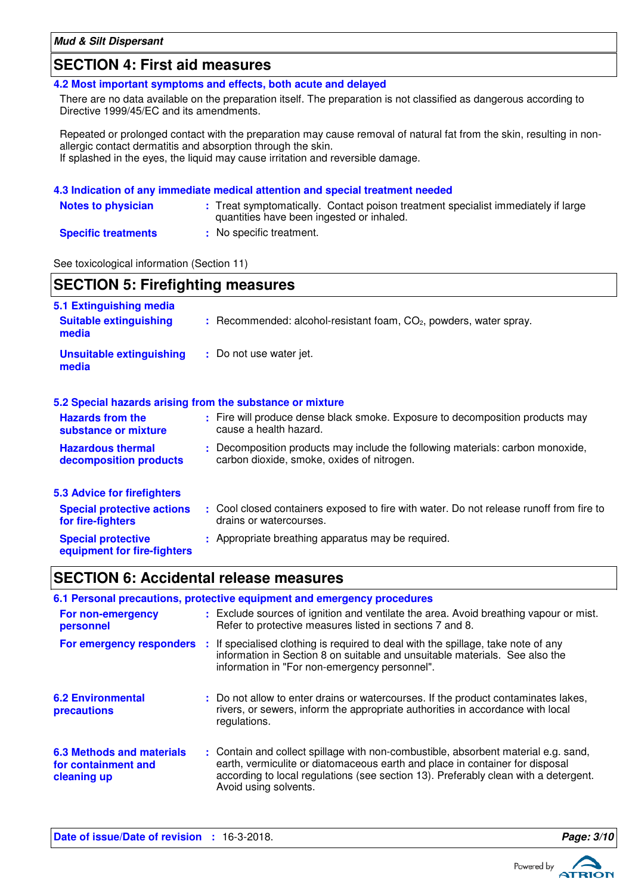## SECTION 4: First aid measures

### 4.2 Most important symptoms and effects, both acute and delayed

There are no data available on the preparation itself. The preparation is not classified as dangerous according to Directive 1999/45/EC and its amendments.

Repeated or prolonged contact with the preparation may cause removal of natural fat from the skin, resulting in non-allergic contact dermatitis and absorption through the skin.
If splashed in the eyes, the liquid may cause irritation and reversible damage.

### 4.3 Indication of any immediate medical attention and special treatment needed

**Notes to physician** : Treat symptomatically. Contact poison treatment specialist immediately if large quantities have been ingested or inhaled.

**Specific treatments** : No specific treatment.

See toxicological information (Section 11)

## SECTION 5: Firefighting measures

### 5.1 Extinguishing media

**Suitable extinguishing media** : Recommended: alcohol-resistant foam, $CO_2$, powders, water spray.

**Unsuitable extinguishing media** : Do not use water jet.

### 5.2 Special hazards arising from the substance or mixture

**Hazards from the substance or mixture** : Fire will produce dense black smoke. Exposure to decomposition products may cause a health hazard.

**Hazardous thermal decomposition products** : Decomposition products may include the following materials: carbon monoxide, carbon dioxide, smoke, oxides of nitrogen.

### 5.3 Advice for firefighters

**Special protective actions for fire-fighters** : Cool closed containers exposed to fire with water. Do not release runoff from fire to drains or watercourses.

**Special protective equipment for fire-fighters** : Appropriate breathing apparatus may be required.

## SECTION 6: Accidental release measures

### 6.1 Personal precautions, protective equipment and emergency procedures

**For non-emergency personnel** : Exclude sources of ignition and ventilate the area. Avoid breathing vapour or mist. Refer to protective measures listed in sections 7 and 8.

**For emergency responders** : If specialised clothing is required to deal with the spillage, take note of any information in Section 8 on suitable and unsuitable materials. See also the information in "For non-emergency personnel".

**6.2 Environmental precautions** : Do not allow to enter drains or watercourses. If the product contaminates lakes, rivers, or sewers, inform the appropriate authorities in accordance with local regulations.

**6.3 Methods and materials for containment and cleaning up** : Contain and collect spillage with non-combustible, absorbent material e.g. sand, earth, vermiculite or diatomaceous earth and place in container for disposal according to local regulations (see section 13). Preferably clean with a detergent. Avoid using solvents.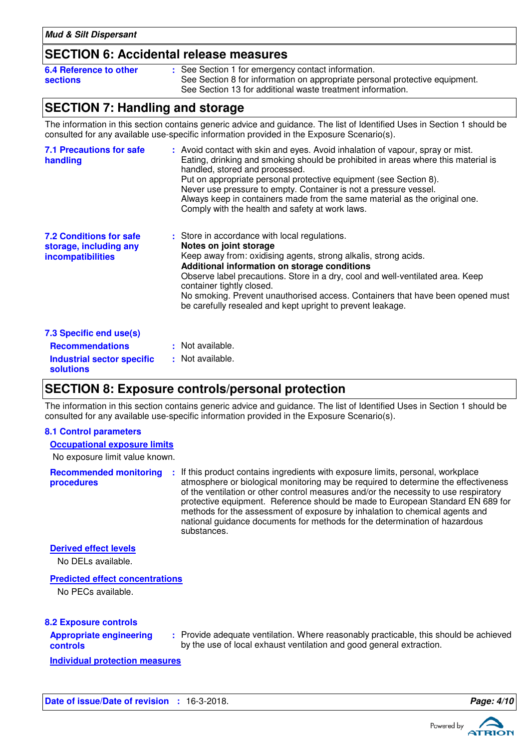## SECTION 6: Accidental release measures

**6.4 Reference to other sections** : See Section 1 for emergency contact information.
See Section 8 for information on appropriate personal protective equipment.
See Section 13 for additional waste treatment information.

## SECTION 7: Handling and storage

The information in this section contains generic advice and guidance. The list of Identified Uses in Section 1 should be consulted for any available use-specific information provided in the Exposure Scenario(s).

**7.1 Precautions for safe handling** : Avoid contact with skin and eyes. Avoid inhalation of vapour, spray or mist. Eating, drinking and smoking should be prohibited in areas where this material is handled, stored and processed.
Put on appropriate personal protective equipment (see Section 8).
Never use pressure to empty. Container is not a pressure vessel.
Always keep in containers made from the same material as the original one.
Comply with the health and safety at work laws.

**7.2 Conditions for safe storage, including any incompatibilities** : Store in accordance with local regulations.
**Notes on joint storage**
Keep away from: oxidising agents, strong alkalis, strong acids.
**Additional information on storage conditions**
Observe label precautions. Store in a dry, cool and well-ventilated area. Keep container tightly closed.
No smoking. Prevent unauthorised access. Containers that have been opened must be carefully resealed and kept upright to prevent leakage.

**7.3 Specific end use(s)**

**Recommendations** : Not available.

**Industrial sector specific solutions** : Not available.

## SECTION 8: Exposure controls/personal protection

The information in this section contains generic advice and guidance. The list of Identified Uses in Section 1 should be consulted for any available use-specific information provided in the Exposure Scenario(s).

**8.1 Control parameters**

**Occupational exposure limits**

No exposure limit value known.

**Recommended monitoring procedures** : If this product contains ingredients with exposure limits, personal, workplace atmosphere or biological monitoring may be required to determine the effectiveness of the ventilation or other control measures and/or the necessity to use respiratory protective equipment. Reference should be made to European Standard EN 689 for methods for the assessment of exposure by inhalation to chemical agents and national guidance documents for methods for the determination of hazardous substances.

**Derived effect levels**

No DELs available.

**Predicted effect concentrations**

No PECs available.

**8.2 Exposure controls**

**Appropriate engineering controls** : Provide adequate ventilation. Where reasonably practicable, this should be achieved by the use of local exhaust ventilation and good general extraction.

**Individual protection measures**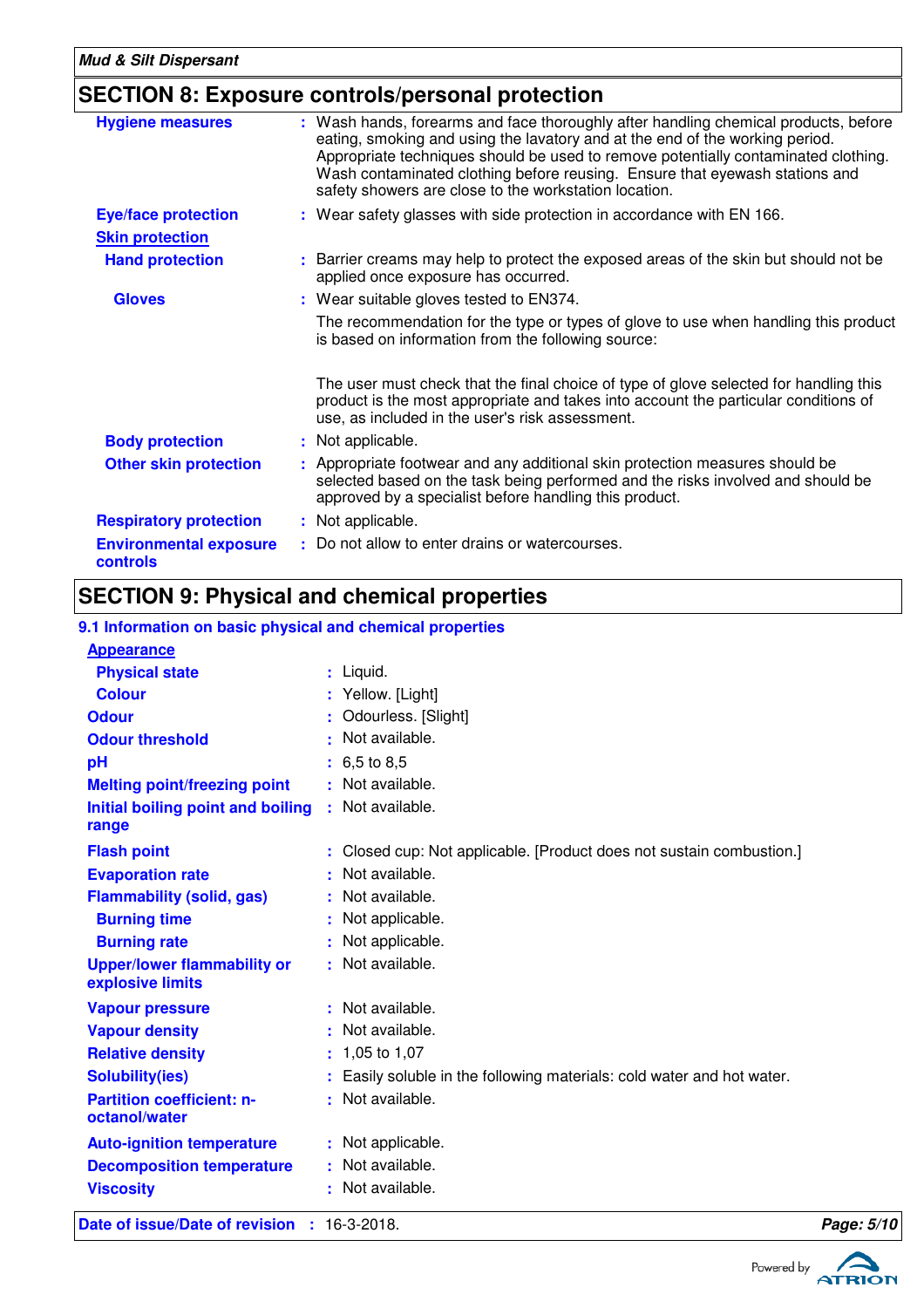## SECTION 8: Exposure controls/personal protection

| | |
|---|---|
| **Hygiene measures** | : Wash hands, forearms and face thoroughly after handling chemical products, before eating, smoking and using the lavatory and at the end of the working period. Appropriate techniques should be used to remove potentially contaminated clothing. Wash contaminated clothing before reusing. Ensure that eyewash stations and safety showers are close to the workstation location. |
| **Eye/face protection** | : Wear safety glasses with side protection in accordance with EN 166. |
| **Skin protection** | |
| **Hand protection** | : Barrier creams may help to protect the exposed areas of the skin but should not be applied once exposure has occurred. |
| **Gloves** | : Wear suitable gloves tested to EN374. The recommendation for the type or types of glove to use when handling this product is based on information from the following source: The user must check that the final choice of type of glove selected for handling this product is the most appropriate and takes into account the particular conditions of use, as included in the user's risk assessment. |
| **Body protection** | : Not applicable. |
| **Other skin protection** | : Appropriate footwear and any additional skin protection measures should be selected based on the task being performed and the risks involved and should be approved by a specialist before handling this product. |
| **Respiratory protection** | : Not applicable. |
| **Environmental exposure controls** | : Do not allow to enter drains or watercourses. |

## SECTION 9: Physical and chemical properties

### 9.1 Information on basic physical and chemical properties

| | |
|---|---|
| **Appearance** | |
| **Physical state** | : Liquid. |
| **Colour** | : Yellow. [Light] |
| **Odour** | : Odourless. [Slight] |
| **Odour threshold** | : Not available. |
| **pH** | : 6,5 to 8,5 |
| **Melting point/freezing point** | : Not available. |
| **Initial boiling point and boiling range** | : Not available. |
| **Flash point** | : Closed cup: Not applicable. [Product does not sustain combustion.] |
| **Evaporation rate** | : Not available. |
| **Flammability (solid, gas)** | : Not available. |
| **Burning time** | : Not applicable. |
| **Burning rate** | : Not applicable. |
| **Upper/lower flammability or explosive limits** | : Not available. |
| **Vapour pressure** | : Not available. |
| **Vapour density** | : Not available. |
| **Relative density** | : 1,05 to 1,07 |
| **Solubility(ies)** | : Easily soluble in the following materials: cold water and hot water. |
| **Partition coefficient: n-octanol/water** | : Not available. |
| **Auto-ignition temperature** | : Not applicable. |
| **Decomposition temperature** | : Not available. |
| **Viscosity** | : Not available. |

**Date of issue/Date of revision** : 16-3-2018.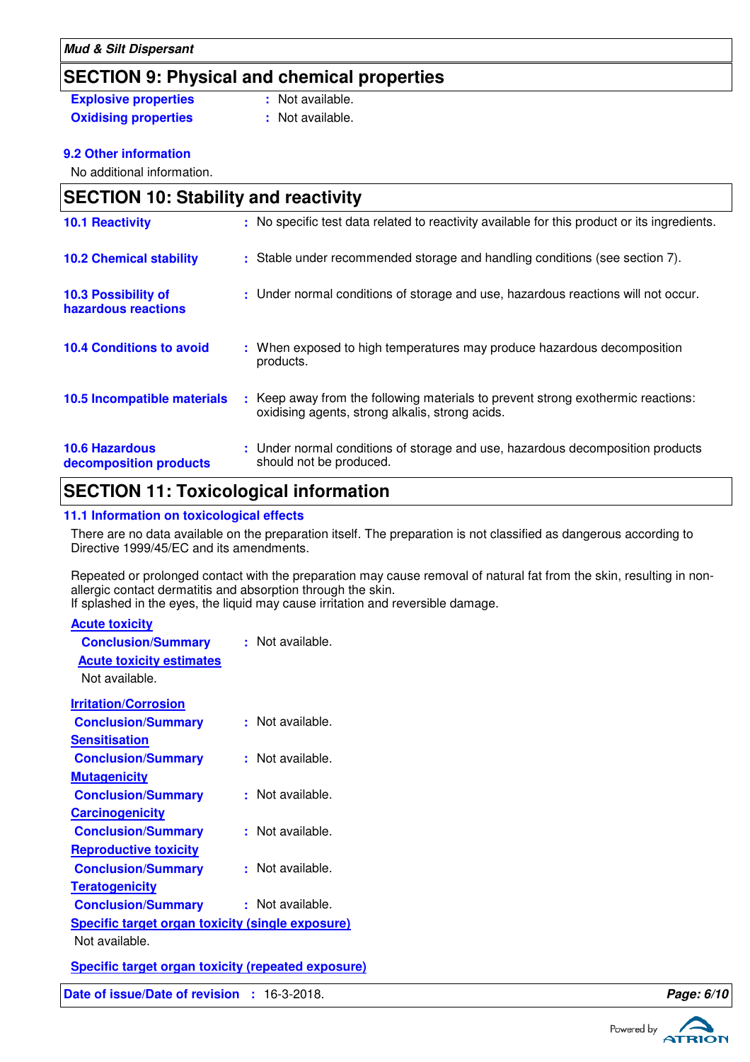## SECTION 9: Physical and chemical properties

**Explosive properties** : Not available.

**Oxidising properties** : Not available.

### 9.2 Other information

No additional information.

## SECTION 10: Stability and reactivity

**10.1 Reactivity** : No specific test data related to reactivity available for this product or its ingredients.

**10.2 Chemical stability** : Stable under recommended storage and handling conditions (see section 7).

**10.3 Possibility of hazardous reactions** : Under normal conditions of storage and use, hazardous reactions will not occur.

**10.4 Conditions to avoid** : When exposed to high temperatures may produce hazardous decomposition products.

**10.5 Incompatible materials** : Keep away from the following materials to prevent strong exothermic reactions: oxidising agents, strong alkalis, strong acids.

**10.6 Hazardous decomposition products** : Under normal conditions of storage and use, hazardous decomposition products should not be produced.

## SECTION 11: Toxicological information

### 11.1 Information on toxicological effects

There are no data available on the preparation itself. The preparation is not classified as dangerous according to Directive 1999/45/EC and its amendments.

Repeated or prolonged contact with the preparation may cause removal of natural fat from the skin, resulting in non-allergic contact dermatitis and absorption through the skin.
If splashed in the eyes, the liquid may cause irritation and reversible damage.

**Acute toxicity**

**Conclusion/Summary** : Not available.

**Acute toxicity estimates**

Not available.

**Irritation/Corrosion**

**Conclusion/Summary** : Not available.

**Sensitisation**

**Conclusion/Summary** : Not available.

**Mutagenicity**

**Conclusion/Summary** : Not available.

**Carcinogenicity**

**Conclusion/Summary** : Not available.

**Reproductive toxicity**

**Conclusion/Summary** : Not available.

**Teratogenicity**

**Conclusion/Summary** : Not available.

**Specific target organ toxicity (single exposure)**

Not available.

**Specific target organ toxicity (repeated exposure)**

**Date of issue/Date of revision** : 16-3-2018.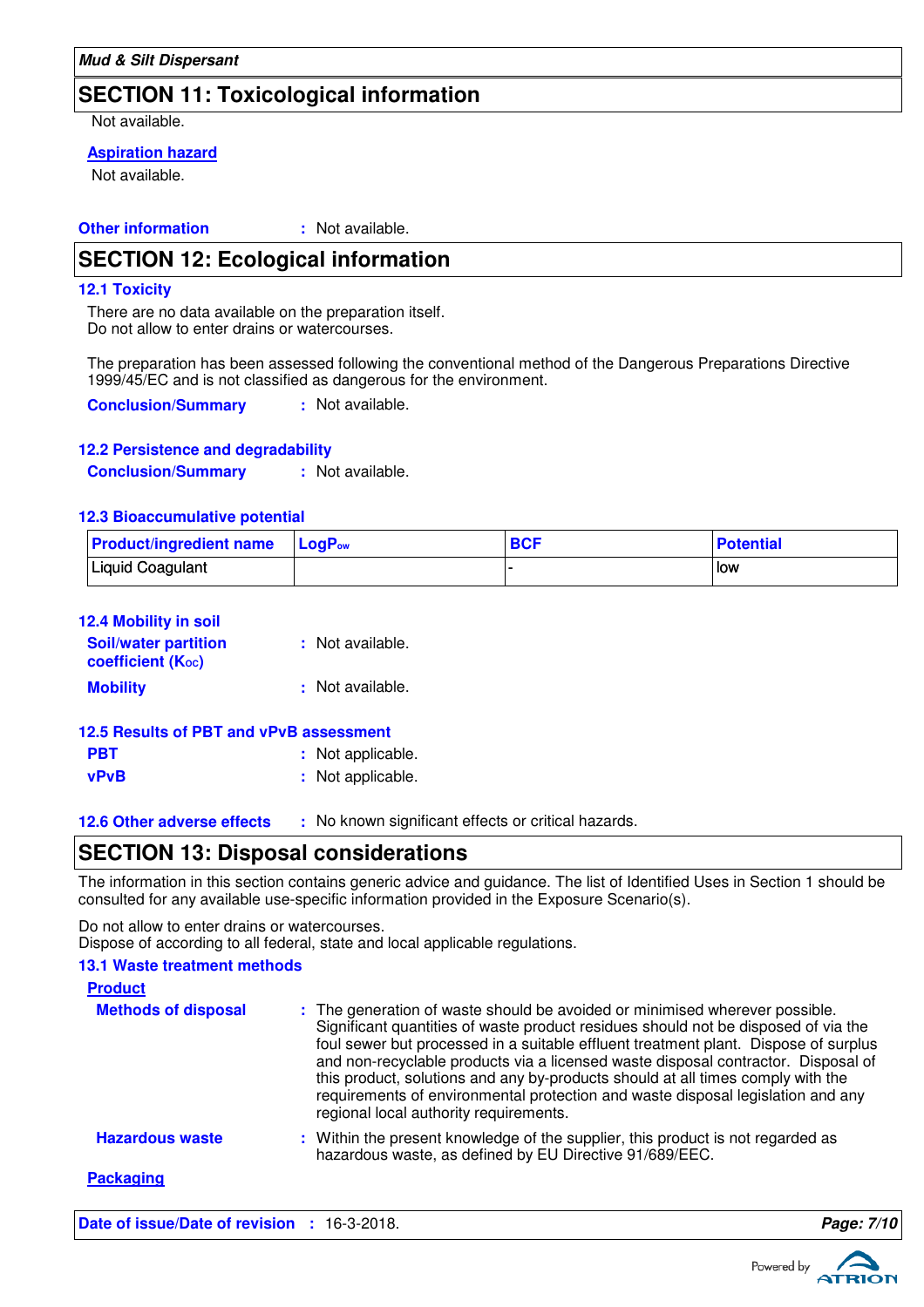## SECTION 11: Toxicological information

Not available.

**Aspiration hazard**

Not available.

**Other information** : Not available.

## SECTION 12: Ecological information

### 12.1 Toxicity

There are no data available on the preparation itself.
Do not allow to enter drains or watercourses.

The preparation has been assessed following the conventional method of the Dangerous Preparations Directive 1999/45/EC and is not classified as dangerous for the environment.

**Conclusion/Summary** : Not available.

### 12.2 Persistence and degradability

**Conclusion/Summary** : Not available.

### 12.3 Bioaccumulative potential

| Product/ingredient name | $LogP_{ow}$ | BCF | Potential |
| --- | --- | --- | --- |
| Liquid Coagulant | | - | low |

### 12.4 Mobility in soil

**Soil/water partition coefficient ($K_{OC}$)** : Not available.

**Mobility** : Not available.

### 12.5 Results of PBT and vPvB assessment

**PBT** : Not applicable.

**vPvB** : Not applicable.

### 12.6 Other adverse effects

: No known significant effects or critical hazards.

## SECTION 13: Disposal considerations

The information in this section contains generic advice and guidance. The list of Identified Uses in Section 1 should be consulted for any available use-specific information provided in the Exposure Scenario(s).

Do not allow to enter drains or watercourses.
Dispose of according to all federal, state and local applicable regulations.

### 13.1 Waste treatment methods

**Product**

**Methods of disposal** : The generation of waste should be avoided or minimised wherever possible. Significant quantities of waste product residues should not be disposed of via the foul sewer but processed in a suitable effluent treatment plant. Dispose of surplus and non-recyclable products via a licensed waste disposal contractor. Disposal of this product, solutions and any by-products should at all times comply with the requirements of environmental protection and waste disposal legislation and any regional local authority requirements.

**Hazardous waste** : Within the present knowledge of the supplier, this product is not regarded as hazardous waste, as defined by EU Directive 91/689/EEC.

**Packaging**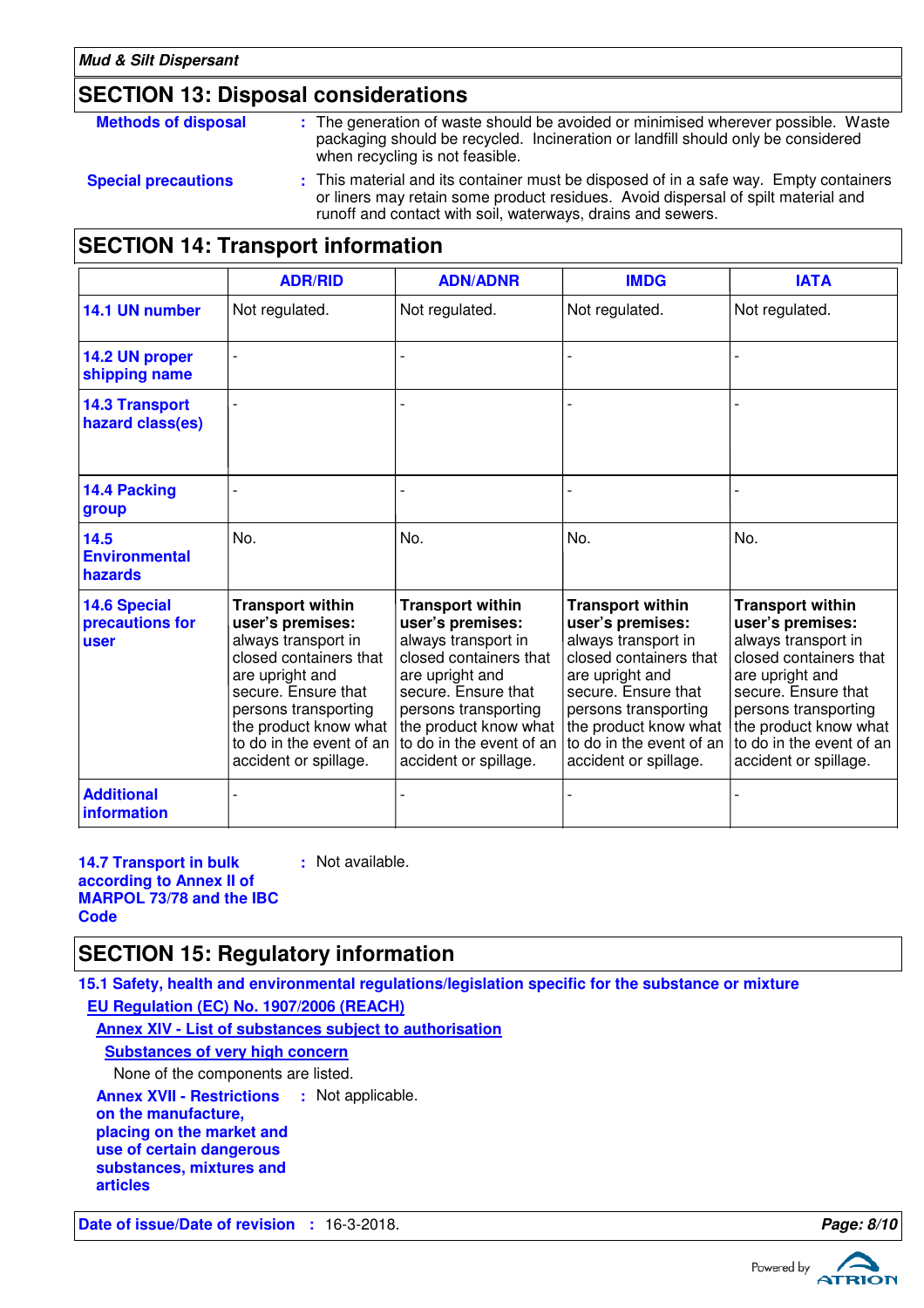## SECTION 13: Disposal considerations

**Methods of disposal** : The generation of waste should be avoided or minimised wherever possible. Waste packaging should be recycled. Incineration or landfill should only be considered when recycling is not feasible.

**Special precautions** : This material and its container must be disposed of in a safe way. Empty containers or liners may retain some product residues. Avoid dispersal of spilt material and runoff and contact with soil, waterways, drains and sewers.

## SECTION 14: Transport information

| | ADR/RID | ADN/ADNR | IMDG | IATA |
|---|---|---|---|---|
| **14.1 UN number** | Not regulated. | Not regulated. | Not regulated. | Not regulated. |
| **14.2 UN proper shipping name** | - | - | - | - |
| **14.3 Transport hazard class(es)** | - | - | - | - |
| **14.4 Packing group** | - | - | - | - |
| **14.5 Environmental hazards** | No. | No. | No. | No. |
| **14.6 Special precautions for user** | **Transport within user's premises:** always transport in closed containers that are upright and secure. Ensure that persons transporting the product know what to do in the event of an accident or spillage. | **Transport within user's premises:** always transport in closed containers that are upright and secure. Ensure that persons transporting the product know what to do in the event of an accident or spillage. | **Transport within user's premises:** always transport in closed containers that are upright and secure. Ensure that persons transporting the product know what to do in the event of an accident or spillage. | **Transport within user's premises:** always transport in closed containers that are upright and secure. Ensure that persons transporting the product know what to do in the event of an accident or spillage. |
| **Additional information** | - | - | - | - |

**14.7 Transport in bulk according to Annex II of MARPOL 73/78 and the IBC Code** : Not available.

## SECTION 15: Regulatory information

**15.1 Safety, health and environmental regulations/legislation specific for the substance or mixture**

**EU Regulation (EC) No. 1907/2006 (REACH)**

**Annex XIV - List of substances subject to authorisation**

**Substances of very high concern**

None of the components are listed.

**Annex XVII - Restrictions on the manufacture, placing on the market and use of certain dangerous substances, mixtures and articles** : Not applicable.

**Date of issue/Date of revision** : 16-3-2018.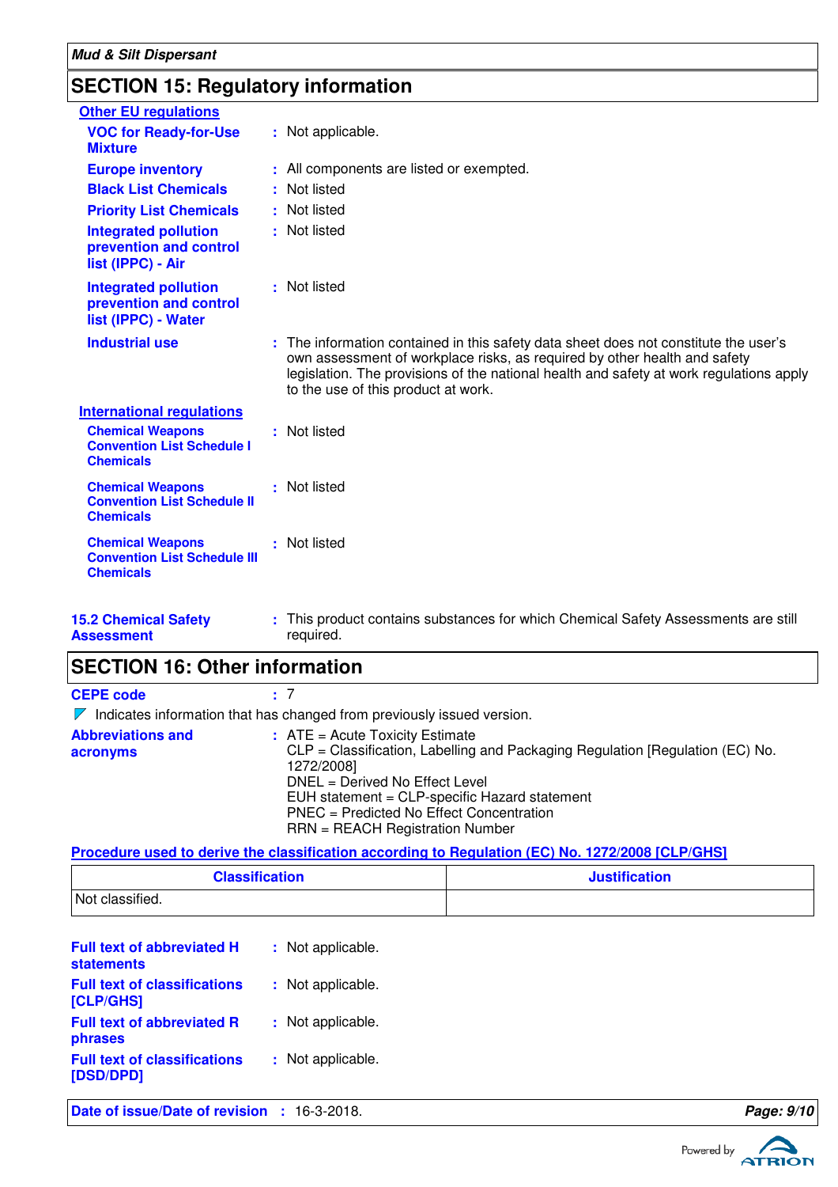## SECTION 15: Regulatory information

### Other EU regulations

**VOC for Ready-for-Use Mixture** : Not applicable.

**Europe inventory** : All components are listed or exempted.

**Black List Chemicals** : Not listed

**Priority List Chemicals** : Not listed

**Integrated pollution prevention and control list (IPPC) - Air** : Not listed

**Integrated pollution prevention and control list (IPPC) - Water** : Not listed

**Industrial use** : The information contained in this safety data sheet does not constitute the user's own assessment of workplace risks, as required by other health and safety legislation. The provisions of the national health and safety at work regulations apply to the use of this product at work.

### International regulations

**Chemical Weapons Convention List Schedule I Chemicals** : Not listed

**Chemical Weapons Convention List Schedule II Chemicals** : Not listed

**Chemical Weapons Convention List Schedule III Chemicals** : Not listed

**15.2 Chemical Safety Assessment** : This product contains substances for which Chemical Safety Assessments are still required.

## SECTION 16: Other information

**CEPE code** : 7

Indicates information that has changed from previously issued version.

**Abbreviations and acronyms** : ATE = Acute Toxicity Estimate
CLP = Classification, Labelling and Packaging Regulation [Regulation (EC) No. 1272/2008]
DNEL = Derived No Effect Level
EUH statement = CLP-specific Hazard statement
PNEC = Predicted No Effect Concentration
RRN = REACH Registration Number

### Procedure used to derive the classification according to Regulation (EC) No. 1272/2008 [CLP/GHS]

| Classification | Justification |
| --- | --- |
| Not classified. | |

**Full text of abbreviated H statements** : Not applicable.

**Full text of classifications [CLP/GHS]** : Not applicable.

**Full text of abbreviated R phrases** : Not applicable.

**Full text of classifications [DSD/DPD]** : Not applicable.

**Date of issue/Date of revision** : 16-3-2018.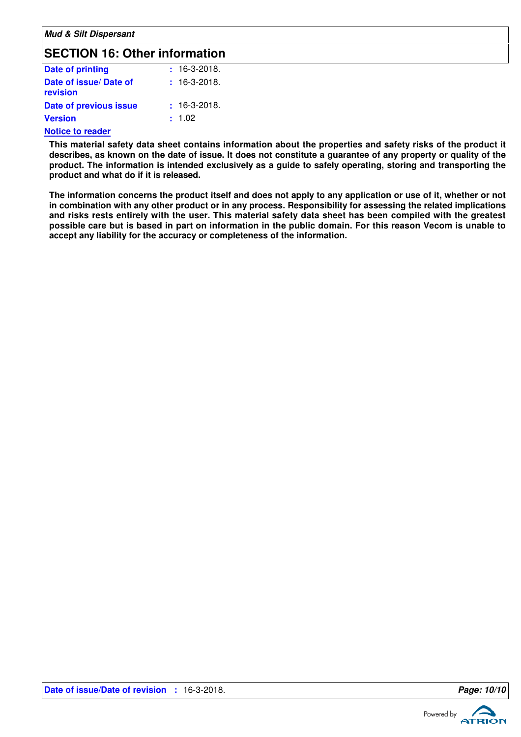## SECTION 16: Other information

| | | |
|---|---|---|
| **Date of printing** | : | 16-3-2018. |
| **Date of issue/ Date of revision** | : | 16-3-2018. |
| **Date of previous issue** | : | 16-3-2018. |
| **Version** | : | 1.02 |

**Notice to reader**

**This material safety data sheet contains information about the properties and safety risks of the product it describes, as known on the date of issue. It does not constitute a guarantee of any property or quality of the product. The information is intended exclusively as a guide to safely operating, storing and transporting the product and what do if it is released.**

**The information concerns the product itself and does not apply to any application or use of it, whether or not in combination with any other product or in any process. Responsibility for assessing the related implications and risks rests entirely with the user. This material safety data sheet has been compiled with the greatest possible care but is based in part on information in the public domain. For this reason Vecom is unable to accept any liability for the accuracy or completeness of the information.**